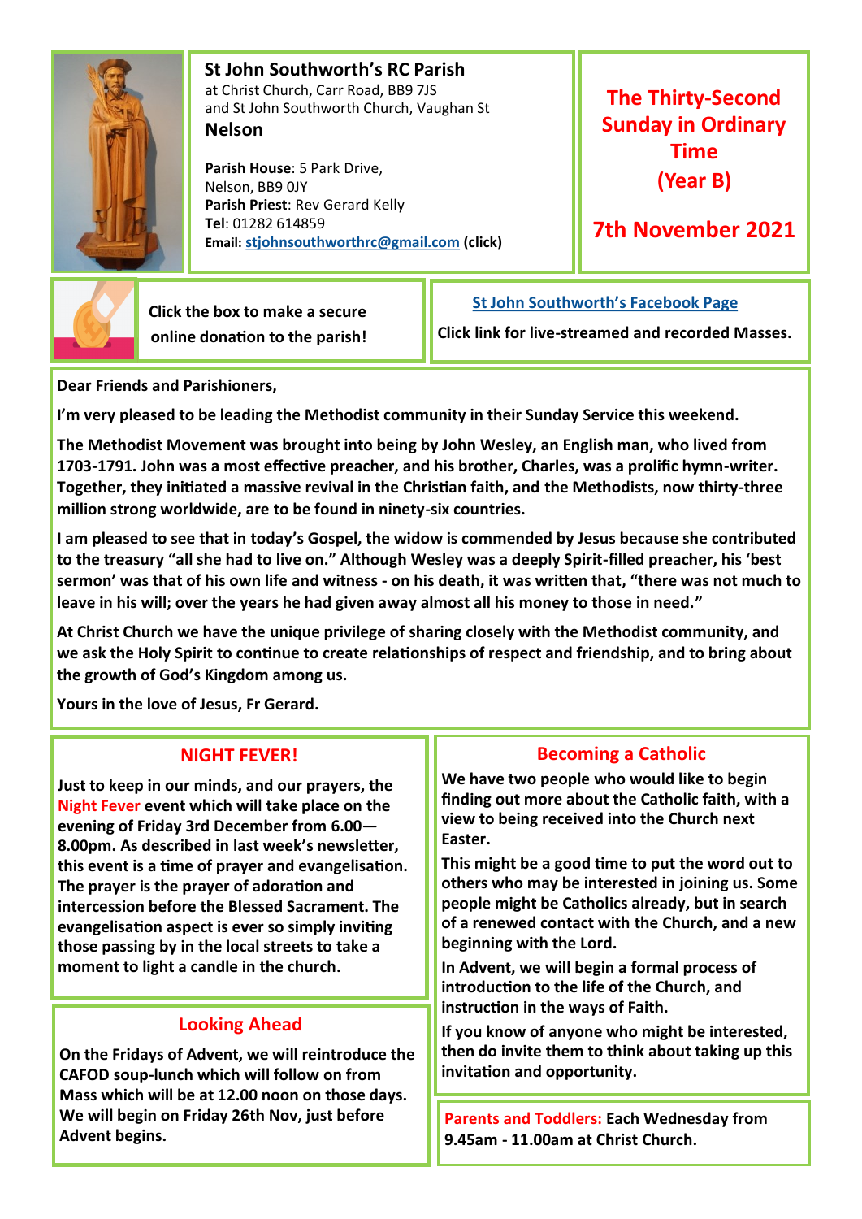**St John Southworth's RC Parish**
at Christ Church, Carr Road, BB9 7JS
and St John Southworth Church, Vaughan St
**Nelson**

**Parish House**: 5 Park Drive,
Nelson, BB9 0JY
**Parish Priest**: Rev Gerard Kelly
**Tel**: 01282 614859
**Email: stjohnsouthworthrc@gmail.com (click)**

## The Thirty-Second Sunday in Ordinary Time (Year B)

## 7th November 2021

**Click the box to make a secure online donation to the parish!**

**St John Southworth's Facebook Page**
**Click link for live-streamed and recorded Masses.**

**Dear Friends and Parishioners,**

**I'm very pleased to be leading the Methodist community in their Sunday Service this weekend.**

**The Methodist Movement was brought into being by John Wesley, an English man, who lived from 1703-1791. John was a most effective preacher, and his brother, Charles, was a prolific hymn-writer. Together, they initiated a massive revival in the Christian faith, and the Methodists, now thirty-three million strong worldwide, are to be found in ninety-six countries.**

**I am pleased to see that in today's Gospel, the widow is commended by Jesus because she contributed to the treasury "all she had to live on." Although Wesley was a deeply Spirit-filled preacher, his 'best sermon' was that of his own life and witness - on his death, it was written that, "there was not much to leave in his will; over the years he had given away almost all his money to those in need."**

**At Christ Church we have the unique privilege of sharing closely with the Methodist community, and we ask the Holy Spirit to continue to create relationships of respect and friendship, and to bring about the growth of God's Kingdom among us.**

**Yours in the love of Jesus, Fr Gerard.**

### NIGHT FEVER!

**Just to keep in our minds, and our prayers, the Night Fever event which will take place on the evening of Friday 3rd December from 6.00—8.00pm. As described in last week's newsletter, this event is a time of prayer and evangelisation. The prayer is the prayer of adoration and intercession before the Blessed Sacrament. The evangelisation aspect is ever so simply inviting those passing by in the local streets to take a moment to light a candle in the church.**

### Looking Ahead

**On the Fridays of Advent, we will reintroduce the CAFOD soup-lunch which will follow on from Mass which will be at 12.00 noon on those days. We will begin on Friday 26th Nov, just before Advent begins.**

### Becoming a Catholic

**We have two people who would like to begin finding out more about the Catholic faith, with a view to being received into the Church next Easter.**

**This might be a good time to put the word out to others who may be interested in joining us. Some people might be Catholics already, but in search of a renewed contact with the Church, and a new beginning with the Lord.**

**In Advent, we will begin a formal process of introduction to the life of the Church, and instruction in the ways of Faith.**

**If you know of anyone who might be interested, then do invite them to think about taking up this invitation and opportunity.**

**Parents and Toddlers: Each Wednesday from 9.45am - 11.00am at Christ Church.**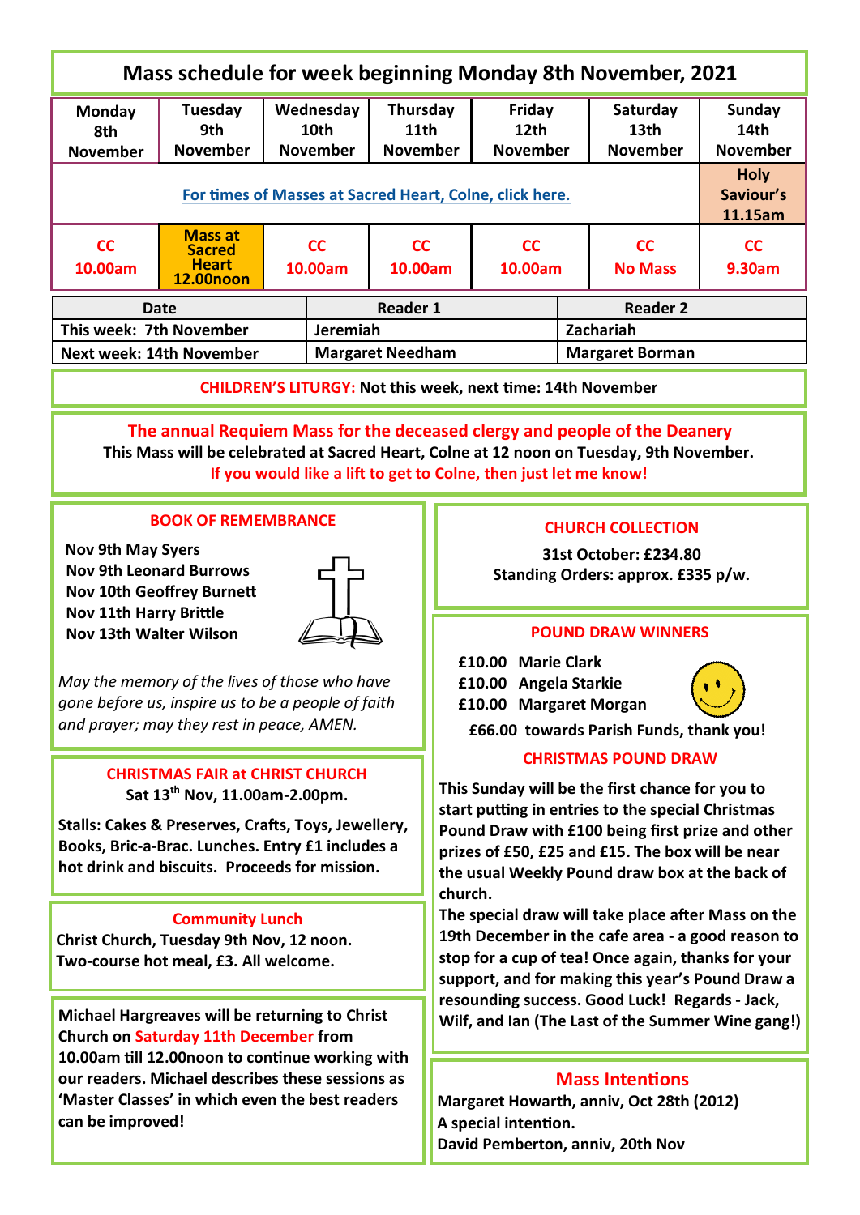## Mass schedule for week beginning Monday 8th November, 2021

| Monday 8th November | Tuesday 9th November | Wednesday 10th November | Thursday 11th November | Friday 12th November | Saturday 13th November | Sunday 14th November |
|---|---|---|---|---|---|---|
| For times of Masses at Sacred Heart, Colne, click here. | | | | | | Holy Saviour's 11.15am |
| CC 10.00am | Mass at Sacred Heart 12.00noon | CC 10.00am | CC 10.00am | CC 10.00am | CC No Mass | CC 9.30am |

| Date | Reader 1 | Reader 2 |
|---|---|---|
| This week: 7th November | Jeremiah | Zachariah |
| Next week: 14th November | Margaret Needham | Margaret Borman |

**CHILDREN'S LITURGY: Not this week, next time: 14th November**

**The annual Requiem Mass for the deceased clergy and people of the Deanery**

**This Mass will be celebrated at Sacred Heart, Colne at 12 noon on Tuesday, 9th November.**

**If you would like a lift to get to Colne, then just let me know!**

### BOOK OF REMEMBRANCE

**Nov 9th May Syers**
**Nov 9th Leonard Burrows**
**Nov 10th Geoffrey Burnett**
**Nov 11th Harry Brittle**
**Nov 13th Walter Wilson**

*May the memory of the lives of those who have gone before us, inspire us to be a people of faith and prayer; may they rest in peace, AMEN.*

### CHRISTMAS FAIR at CHRIST CHURCH

**Sat 13th Nov, 11.00am-2.00pm.**

**Stalls: Cakes & Preserves, Crafts, Toys, Jewellery, Books, Bric-a-Brac. Lunches. Entry £1 includes a hot drink and biscuits. Proceeds for mission.**

### Community Lunch

**Christ Church, Tuesday 9th Nov, 12 noon. Two-course hot meal, £3. All welcome.**

**Michael Hargreaves will be returning to Christ Church on Saturday 11th December from 10.00am till 12.00noon to continue working with our readers. Michael describes these sessions as 'Master Classes' in which even the best readers can be improved!**

### CHURCH COLLECTION

**31st October: £234.80**
**Standing Orders: approx. £335 p/w.**

### POUND DRAW WINNERS

**£10.00 Marie Clark**
**£10.00 Angela Starkie**
**£10.00 Margaret Morgan**

**£66.00 towards Parish Funds, thank you!**

### CHRISTMAS POUND DRAW

**This Sunday will be the first chance for you to start putting in entries to the special Christmas Pound Draw with £100 being first prize and other prizes of £50, £25 and £15. The box will be near the usual Weekly Pound draw box at the back of church.**

**The special draw will take place after Mass on the 19th December in the cafe area - a good reason to stop for a cup of tea! Once again, thanks for your support, and for making this year's Pound Draw a resounding success. Good Luck! Regards - Jack, Wilf, and Ian (The Last of the Summer Wine gang!)**

### Mass Intentions

**Margaret Howarth, anniv, Oct 28th (2012)**
**A special intention.**
**David Pemberton, anniv, 20th Nov**